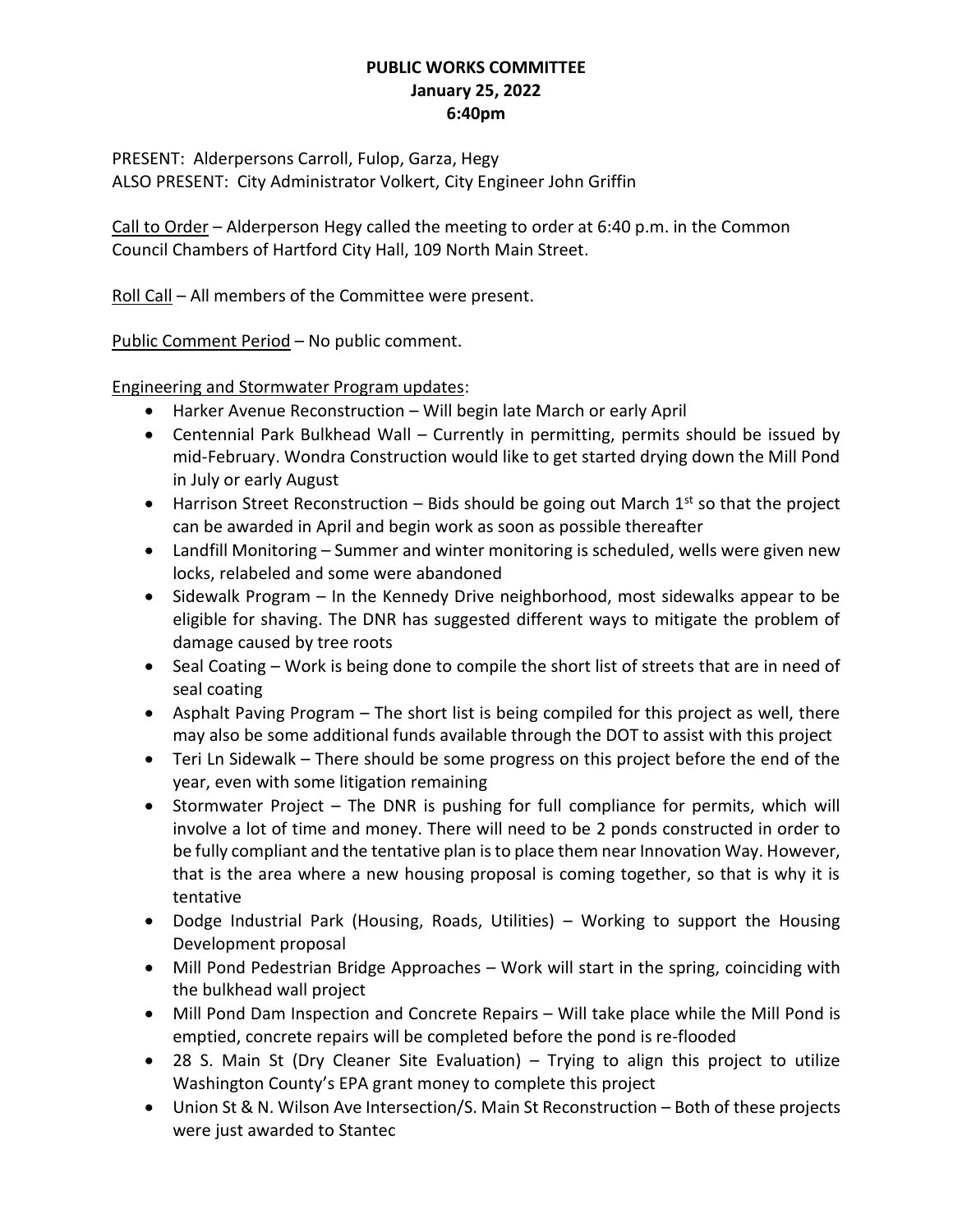# PUBLIC WORKS COMMITTEE
## January 25, 2022
## 6:40pm

PRESENT: Alderpersons Carroll, Fulop, Garza, Hegy
ALSO PRESENT: City Administrator Volkert, City Engineer John Griffin

Call to Order – Alderperson Hegy called the meeting to order at 6:40 p.m. in the Common Council Chambers of Hartford City Hall, 109 North Main Street.

Roll Call – All members of the Committee were present.

Public Comment Period – No public comment.

Engineering and Stormwater Program updates:

- Harker Avenue Reconstruction – Will begin late March or early April
- Centennial Park Bulkhead Wall – Currently in permitting, permits should be issued by mid-February. Wondra Construction would like to get started drying down the Mill Pond in July or early August
- Harrison Street Reconstruction – Bids should be going out March 1st so that the project can be awarded in April and begin work as soon as possible thereafter
- Landfill Monitoring – Summer and winter monitoring is scheduled, wells were given new locks, relabeled and some were abandoned
- Sidewalk Program – In the Kennedy Drive neighborhood, most sidewalks appear to be eligible for shaving. The DNR has suggested different ways to mitigate the problem of damage caused by tree roots
- Seal Coating – Work is being done to compile the short list of streets that are in need of seal coating
- Asphalt Paving Program – The short list is being compiled for this project as well, there may also be some additional funds available through the DOT to assist with this project
- Teri Ln Sidewalk – There should be some progress on this project before the end of the year, even with some litigation remaining
- Stormwater Project – The DNR is pushing for full compliance for permits, which will involve a lot of time and money. There will need to be 2 ponds constructed in order to be fully compliant and the tentative plan is to place them near Innovation Way. However, that is the area where a new housing proposal is coming together, so that is why it is tentative
- Dodge Industrial Park (Housing, Roads, Utilities) – Working to support the Housing Development proposal
- Mill Pond Pedestrian Bridge Approaches – Work will start in the spring, coinciding with the bulkhead wall project
- Mill Pond Dam Inspection and Concrete Repairs – Will take place while the Mill Pond is emptied, concrete repairs will be completed before the pond is re-flooded
- 28 S. Main St (Dry Cleaner Site Evaluation) – Trying to align this project to utilize Washington County's EPA grant money to complete this project
- Union St & N. Wilson Ave Intersection/S. Main St Reconstruction – Both of these projects were just awarded to Stantec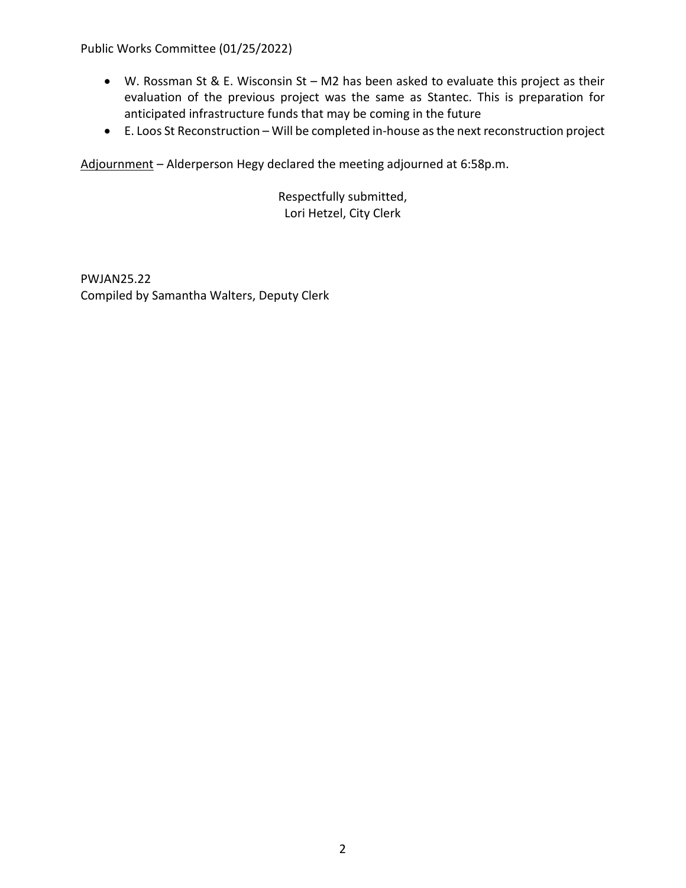- W. Rossman St & E. Wisconsin St – M2 has been asked to evaluate this project as their evaluation of the previous project was the same as Stantec. This is preparation for anticipated infrastructure funds that may be coming in the future
- E. Loos St Reconstruction – Will be completed in-house as the next reconstruction project

Adjournment – Alderperson Hegy declared the meeting adjourned at 6:58p.m.

Respectfully submitted,
Lori Hetzel, City Clerk

PWJAN25.22
Compiled by Samantha Walters, Deputy Clerk